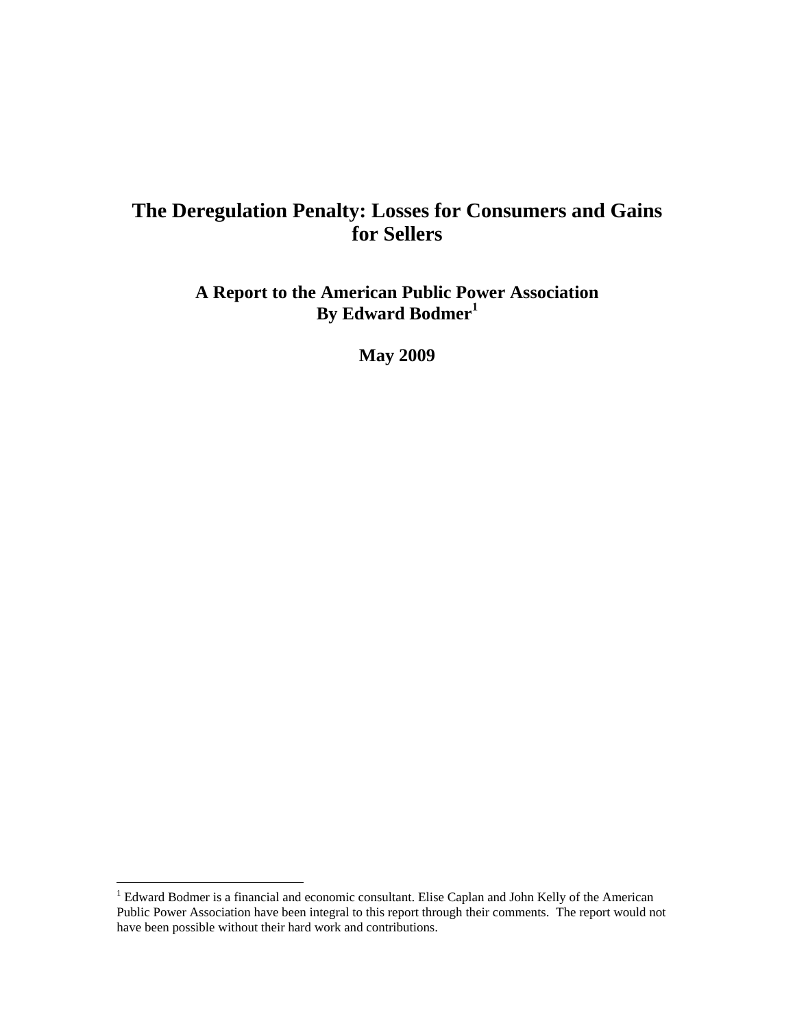# The Deregulation Penalty: Losses for Consumers and Gains for Sellers

## A Report to the American Public Power Association
## By Edward Bodmer[1]

## May 2009

---

[1] Edward Bodmer is a financial and economic consultant. Elise Caplan and John Kelly of the American Public Power Association have been integral to this report through their comments. The report would not have been possible without their hard work and contributions.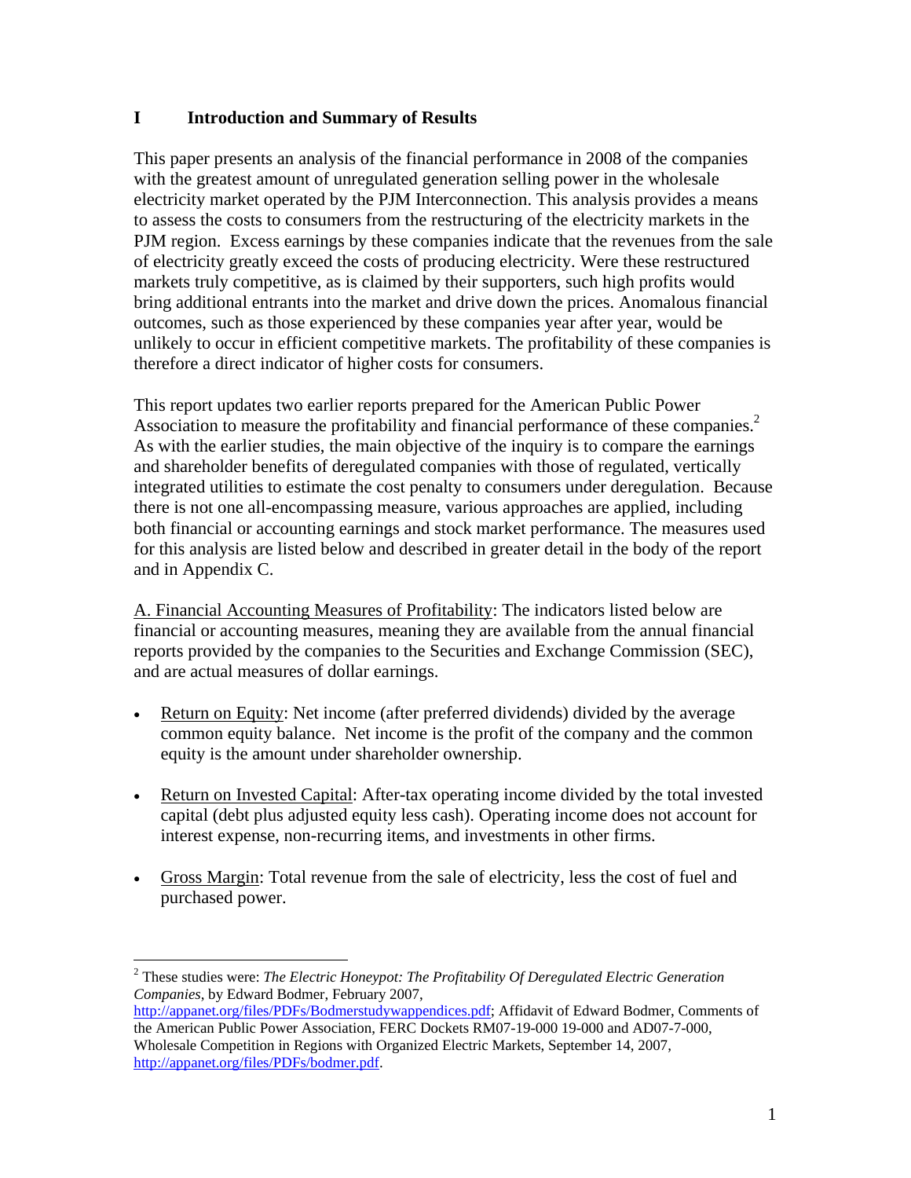# I Introduction and Summary of Results

This paper presents an analysis of the financial performance in 2008 of the companies with the greatest amount of unregulated generation selling power in the wholesale electricity market operated by the PJM Interconnection. This analysis provides a means to assess the costs to consumers from the restructuring of the electricity markets in the PJM region. Excess earnings by these companies indicate that the revenues from the sale of electricity greatly exceed the costs of producing electricity. Were these restructured markets truly competitive, as is claimed by their supporters, such high profits would bring additional entrants into the market and drive down the prices. Anomalous financial outcomes, such as those experienced by these companies year after year, would be unlikely to occur in efficient competitive markets. The profitability of these companies is therefore a direct indicator of higher costs for consumers.

This report updates two earlier reports prepared for the American Public Power Association to measure the profitability and financial performance of these companies.[2] As with the earlier studies, the main objective of the inquiry is to compare the earnings and shareholder benefits of deregulated companies with those of regulated, vertically integrated utilities to estimate the cost penalty to consumers under deregulation. Because there is not one all-encompassing measure, various approaches are applied, including both financial or accounting earnings and stock market performance. The measures used for this analysis are listed below and described in greater detail in the body of the report and in Appendix C.

A. Financial Accounting Measures of Profitability: The indicators listed below are financial or accounting measures, meaning they are available from the annual financial reports provided by the companies to the Securities and Exchange Commission (SEC), and are actual measures of dollar earnings.

- Return on Equity: Net income (after preferred dividends) divided by the average common equity balance. Net income is the profit of the company and the common equity is the amount under shareholder ownership.
- Return on Invested Capital: After-tax operating income divided by the total invested capital (debt plus adjusted equity less cash). Operating income does not account for interest expense, non-recurring items, and investments in other firms.
- Gross Margin: Total revenue from the sale of electricity, less the cost of fuel and purchased power.

---

[2] These studies were: *The Electric Honeypot: The Profitability Of Deregulated Electric Generation Companies*, by Edward Bodmer, February 2007, http://appanet.org/files/PDFs/Bodmerstudywappendices.pdf; Affidavit of Edward Bodmer, Comments of the American Public Power Association, FERC Dockets RM07-19-000 19-000 and AD07-7-000, Wholesale Competition in Regions with Organized Electric Markets, September 14, 2007, http://appanet.org/files/PDFs/bodmer.pdf.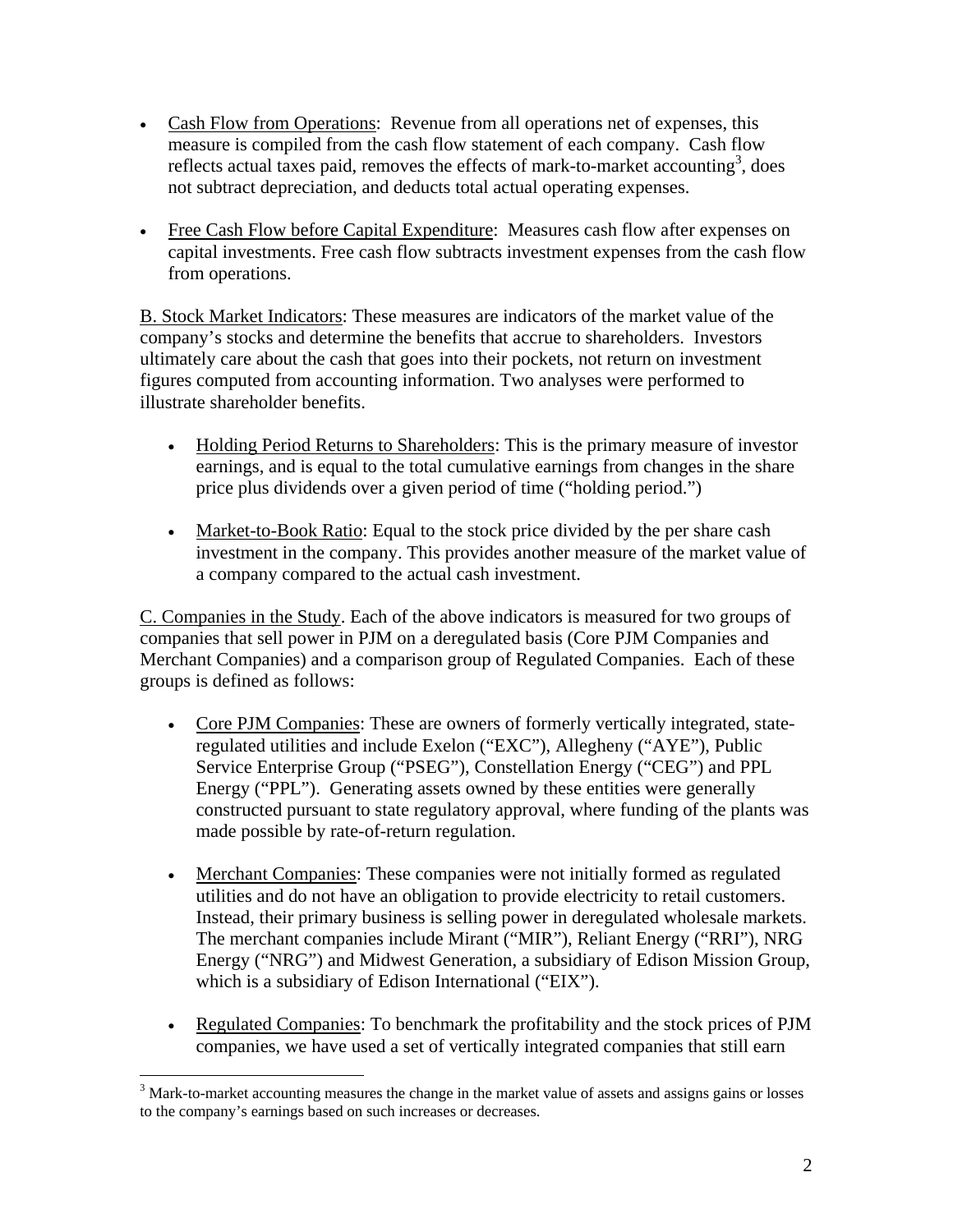- Cash Flow from Operations: Revenue from all operations net of expenses, this measure is compiled from the cash flow statement of each company. Cash flow reflects actual taxes paid, removes the effects of mark-to-market accounting[3], does not subtract depreciation, and deducts total actual operating expenses.

- Free Cash Flow before Capital Expenditure: Measures cash flow after expenses on capital investments. Free cash flow subtracts investment expenses from the cash flow from operations.

B. Stock Market Indicators: These measures are indicators of the market value of the company's stocks and determine the benefits that accrue to shareholders. Investors ultimately care about the cash that goes into their pockets, not return on investment figures computed from accounting information. Two analyses were performed to illustrate shareholder benefits.

- Holding Period Returns to Shareholders: This is the primary measure of investor earnings, and is equal to the total cumulative earnings from changes in the share price plus dividends over a given period of time ("holding period.")

- Market-to-Book Ratio: Equal to the stock price divided by the per share cash investment in the company. This provides another measure of the market value of a company compared to the actual cash investment.

C. Companies in the Study. Each of the above indicators is measured for two groups of companies that sell power in PJM on a deregulated basis (Core PJM Companies and Merchant Companies) and a comparison group of Regulated Companies. Each of these groups is defined as follows:

- Core PJM Companies: These are owners of formerly vertically integrated, state-regulated utilities and include Exelon ("EXC"), Allegheny ("AYE"), Public Service Enterprise Group ("PSEG"), Constellation Energy ("CEG") and PPL Energy ("PPL"). Generating assets owned by these entities were generally constructed pursuant to state regulatory approval, where funding of the plants was made possible by rate-of-return regulation.

- Merchant Companies: These companies were not initially formed as regulated utilities and do not have an obligation to provide electricity to retail customers. Instead, their primary business is selling power in deregulated wholesale markets. The merchant companies include Mirant ("MIR"), Reliant Energy ("RRI"), NRG Energy ("NRG") and Midwest Generation, a subsidiary of Edison Mission Group, which is a subsidiary of Edison International ("EIX").

- Regulated Companies: To benchmark the profitability and the stock prices of PJM companies, we have used a set of vertically integrated companies that still earn

[3] Mark-to-market accounting measures the change in the market value of assets and assigns gains or losses to the company's earnings based on such increases or decreases.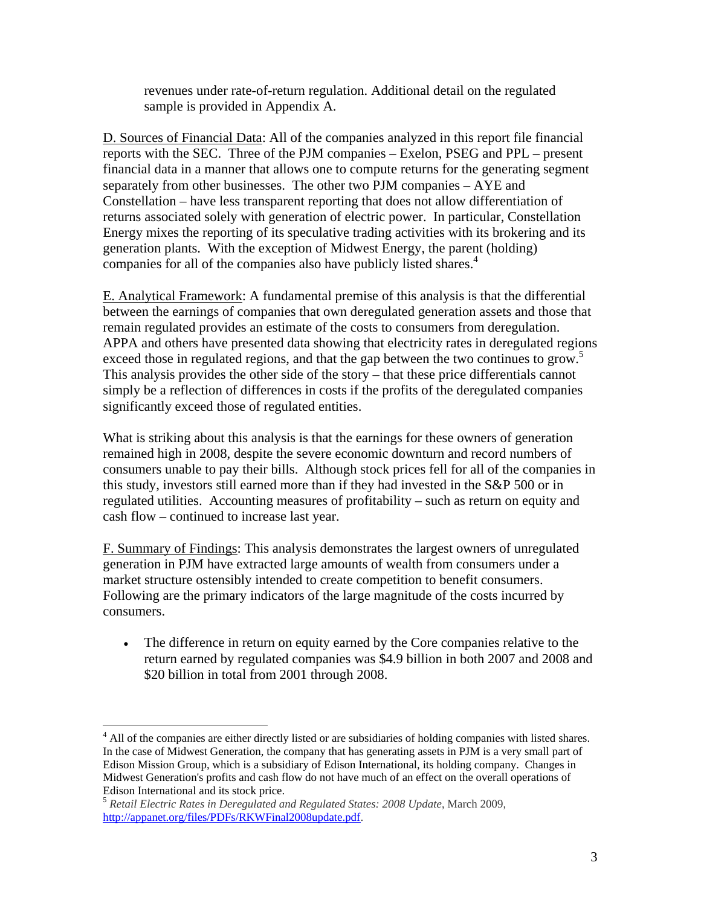revenues under rate-of-return regulation. Additional detail on the regulated sample is provided in Appendix A.

D. Sources of Financial Data: All of the companies analyzed in this report file financial reports with the SEC. Three of the PJM companies – Exelon, PSEG and PPL – present financial data in a manner that allows one to compute returns for the generating segment separately from other businesses. The other two PJM companies – AYE and Constellation – have less transparent reporting that does not allow differentiation of returns associated solely with generation of electric power. In particular, Constellation Energy mixes the reporting of its speculative trading activities with its brokering and its generation plants. With the exception of Midwest Energy, the parent (holding) companies for all of the companies also have publicly listed shares.[4]

E. Analytical Framework: A fundamental premise of this analysis is that the differential between the earnings of companies that own deregulated generation assets and those that remain regulated provides an estimate of the costs to consumers from deregulation. APPA and others have presented data showing that electricity rates in deregulated regions exceed those in regulated regions, and that the gap between the two continues to grow.[5] This analysis provides the other side of the story – that these price differentials cannot simply be a reflection of differences in costs if the profits of the deregulated companies significantly exceed those of regulated entities.

What is striking about this analysis is that the earnings for these owners of generation remained high in 2008, despite the severe economic downturn and record numbers of consumers unable to pay their bills. Although stock prices fell for all of the companies in this study, investors still earned more than if they had invested in the S&P 500 or in regulated utilities. Accounting measures of profitability – such as return on equity and cash flow – continued to increase last year.

F. Summary of Findings: This analysis demonstrates the largest owners of unregulated generation in PJM have extracted large amounts of wealth from consumers under a market structure ostensibly intended to create competition to benefit consumers. Following are the primary indicators of the large magnitude of the costs incurred by consumers.

- The difference in return on equity earned by the Core companies relative to the return earned by regulated companies was $4.9 billion in both 2007 and 2008 and $20 billion in total from 2001 through 2008.

---

[4] All of the companies are either directly listed or are subsidiaries of holding companies with listed shares. In the case of Midwest Generation, the company that has generating assets in PJM is a very small part of Edison Mission Group, which is a subsidiary of Edison International, its holding company. Changes in Midwest Generation's profits and cash flow do not have much of an effect on the overall operations of Edison International and its stock price.

[5] *Retail Electric Rates in Deregulated and Regulated States: 2008 Update*, March 2009, http://appanet.org/files/PDFs/RKWFinal2008update.pdf.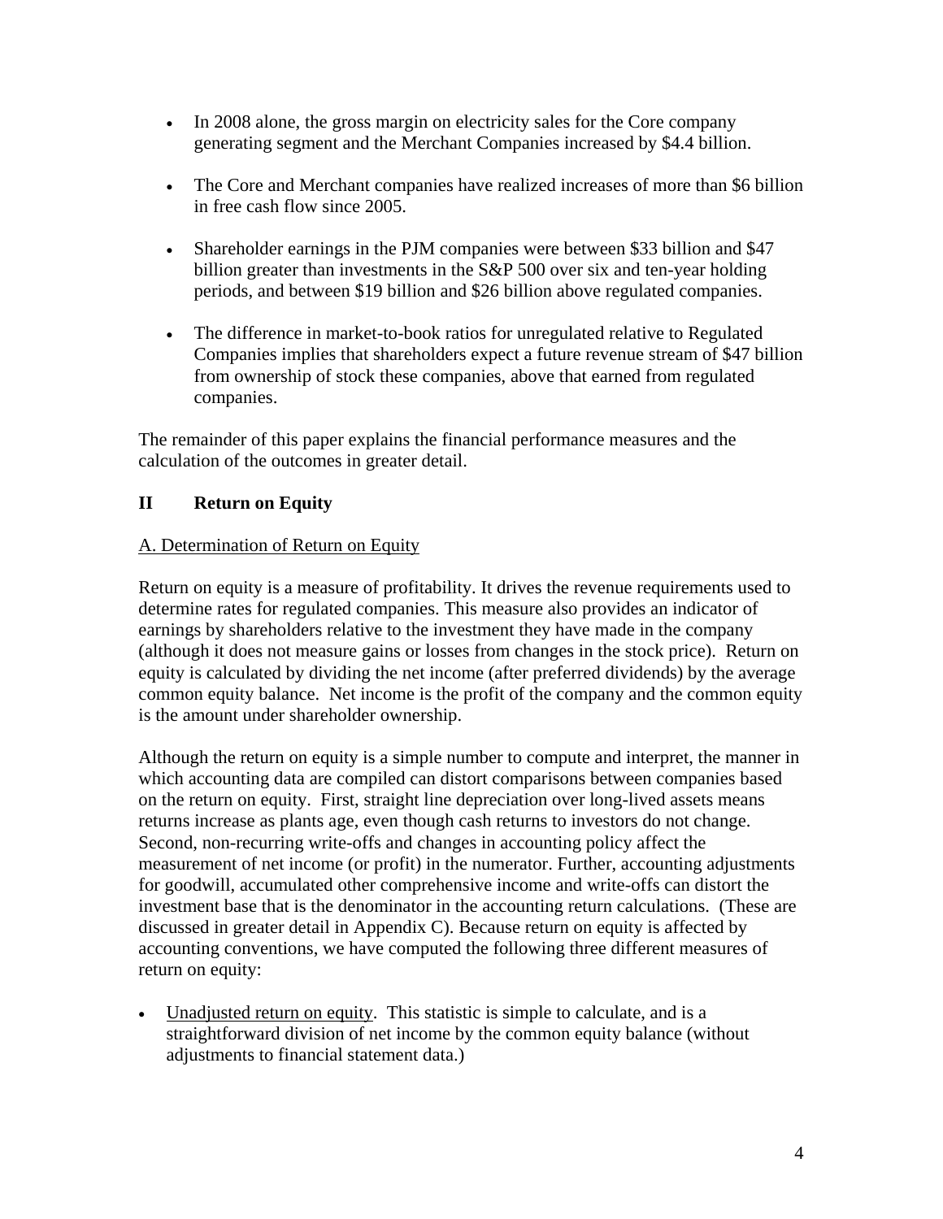- In 2008 alone, the gross margin on electricity sales for the Core company generating segment and the Merchant Companies increased by $4.4 billion.
- The Core and Merchant companies have realized increases of more than $6 billion in free cash flow since 2005.
- Shareholder earnings in the PJM companies were between $33 billion and $47 billion greater than investments in the S&P 500 over six and ten-year holding periods, and between $19 billion and $26 billion above regulated companies.
- The difference in market-to-book ratios for unregulated relative to Regulated Companies implies that shareholders expect a future revenue stream of $47 billion from ownership of stock these companies, above that earned from regulated companies.

The remainder of this paper explains the financial performance measures and the calculation of the outcomes in greater detail.

## II Return on Equity

### A. Determination of Return on Equity

Return on equity is a measure of profitability. It drives the revenue requirements used to determine rates for regulated companies. This measure also provides an indicator of earnings by shareholders relative to the investment they have made in the company (although it does not measure gains or losses from changes in the stock price). Return on equity is calculated by dividing the net income (after preferred dividends) by the average common equity balance. Net income is the profit of the company and the common equity is the amount under shareholder ownership.

Although the return on equity is a simple number to compute and interpret, the manner in which accounting data are compiled can distort comparisons between companies based on the return on equity. First, straight line depreciation over long-lived assets means returns increase as plants age, even though cash returns to investors do not change. Second, non-recurring write-offs and changes in accounting policy affect the measurement of net income (or profit) in the numerator. Further, accounting adjustments for goodwill, accumulated other comprehensive income and write-offs can distort the investment base that is the denominator in the accounting return calculations. (These are discussed in greater detail in Appendix C). Because return on equity is affected by accounting conventions, we have computed the following three different measures of return on equity:

- Unadjusted return on equity. This statistic is simple to calculate, and is a straightforward division of net income by the common equity balance (without adjustments to financial statement data.)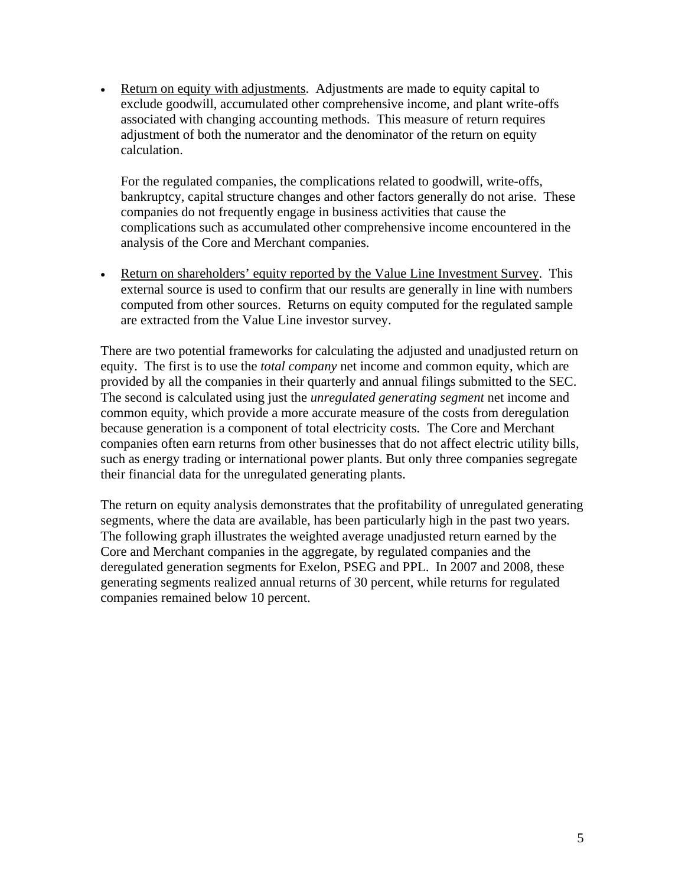- <u>Return on equity with adjustments</u>. Adjustments are made to equity capital to exclude goodwill, accumulated other comprehensive income, and plant write-offs associated with changing accounting methods. This measure of return requires adjustment of both the numerator and the denominator of the return on equity calculation.

  For the regulated companies, the complications related to goodwill, write-offs, bankruptcy, capital structure changes and other factors generally do not arise. These companies do not frequently engage in business activities that cause the complications such as accumulated other comprehensive income encountered in the analysis of the Core and Merchant companies.

- <u>Return on shareholders' equity reported by the Value Line Investment Survey</u>. This external source is used to confirm that our results are generally in line with numbers computed from other sources. Returns on equity computed for the regulated sample are extracted from the Value Line investor survey.

There are two potential frameworks for calculating the adjusted and unadjusted return on equity. The first is to use the *total company* net income and common equity, which are provided by all the companies in their quarterly and annual filings submitted to the SEC. The second is calculated using just the *unregulated generating segment* net income and common equity, which provide a more accurate measure of the costs from deregulation because generation is a component of total electricity costs. The Core and Merchant companies often earn returns from other businesses that do not affect electric utility bills, such as energy trading or international power plants. But only three companies segregate their financial data for the unregulated generating plants.

The return on equity analysis demonstrates that the profitability of unregulated generating segments, where the data are available, has been particularly high in the past two years. The following graph illustrates the weighted average unadjusted return earned by the Core and Merchant companies in the aggregate, by regulated companies and the deregulated generation segments for Exelon, PSEG and PPL. In 2007 and 2008, these generating segments realized annual returns of 30 percent, while returns for regulated companies remained below 10 percent.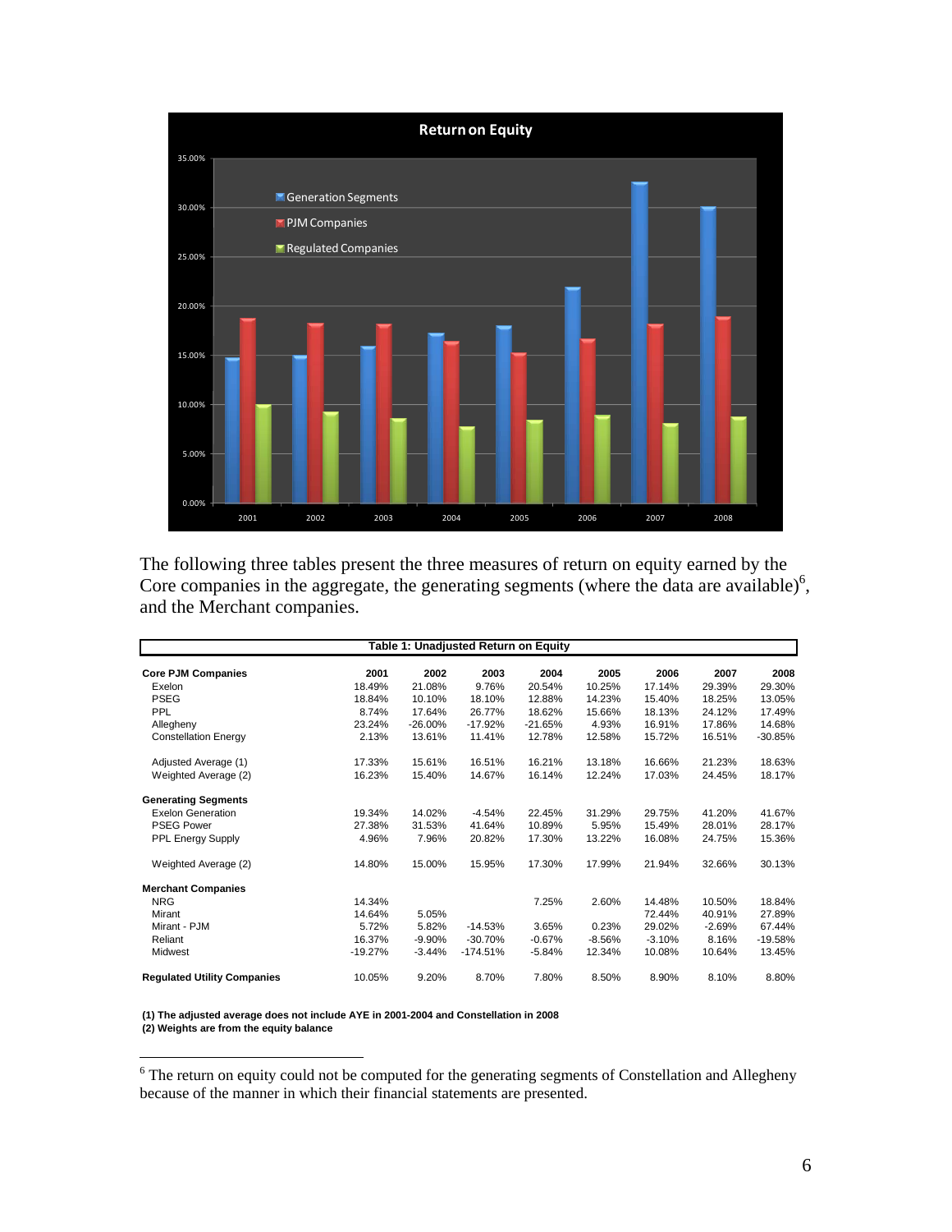The following three tables present the three measures of return on equity earned by the Core companies in the aggregate, the generating segments (where the data are available)[6], and the Merchant companies.

**Table 1: Unadjusted Return on Equity**

| | 2001 | 2002 | 2003 | 2004 | 2005 | 2006 | 2007 | 2008 |
|---|---|---|---|---|---|---|---|---|
| **Core PJM Companies** | | | | | | | | |
| Exelon | 18.49% | 21.08% | 9.76% | 20.54% | 10.25% | 17.14% | 29.39% | 29.30% |
| PSEG | 18.84% | 10.10% | 18.10% | 12.88% | 14.23% | 15.40% | 18.25% | 13.05% |
| PPL | 8.74% | 17.64% | 26.77% | 18.62% | 15.66% | 18.13% | 24.12% | 17.49% |
| Allegheny | 23.24% | -26.00% | -17.92% | -21.65% | 4.93% | 16.91% | 17.86% | 14.68% |
| Constellation Energy | 2.13% | 13.61% | 11.41% | 12.78% | 12.58% | 15.72% | 16.51% | -30.85% |
| Adjusted Average (1) | 17.33% | 15.61% | 16.51% | 16.21% | 13.18% | 16.66% | 21.23% | 18.63% |
| Weighted Average (2) | 16.23% | 15.40% | 14.67% | 16.14% | 12.24% | 17.03% | 24.45% | 18.17% |
| **Generating Segments** | | | | | | | | |
| Exelon Generation | 19.34% | 14.02% | -4.54% | 22.45% | 31.29% | 29.75% | 41.20% | 41.67% |
| PSEG Power | 27.38% | 31.53% | 41.64% | 10.89% | 5.95% | 15.49% | 28.01% | 28.17% |
| PPL Energy Supply | 4.96% | 7.96% | 20.82% | 17.30% | 13.22% | 16.08% | 24.75% | 15.36% |
| Weighted Average (2) | 14.80% | 15.00% | 15.95% | 17.30% | 17.99% | 21.94% | 32.66% | 30.13% |
| **Merchant Companies** | | | | | | | | |
| NRG | 14.34% | | | 7.25% | 2.60% | 14.48% | 10.50% | 18.84% |
| Mirant | 14.64% | 5.05% | | | | 72.44% | 40.91% | 27.89% |
| Mirant - PJM | 5.72% | 5.82% | -14.53% | 3.65% | 0.23% | 29.02% | -2.69% | 67.44% |
| Reliant | 16.37% | -9.90% | -30.70% | -0.67% | -8.56% | -3.10% | 8.16% | -19.58% |
| Midwest | -19.27% | -3.44% | -174.51% | -5.84% | 12.34% | 10.08% | 10.64% | 13.45% |
| **Regulated Utility Companies** | 10.05% | 9.20% | 8.70% | 7.80% | 8.50% | 8.90% | 8.10% | 8.80% |

**(1) The adjusted average does not include AYE in 2001-2004 and Constellation in 2008**
**(2) Weights are from the equity balance**

[6] The return on equity could not be computed for the generating segments of Constellation and Allegheny because of the manner in which their financial statements are presented.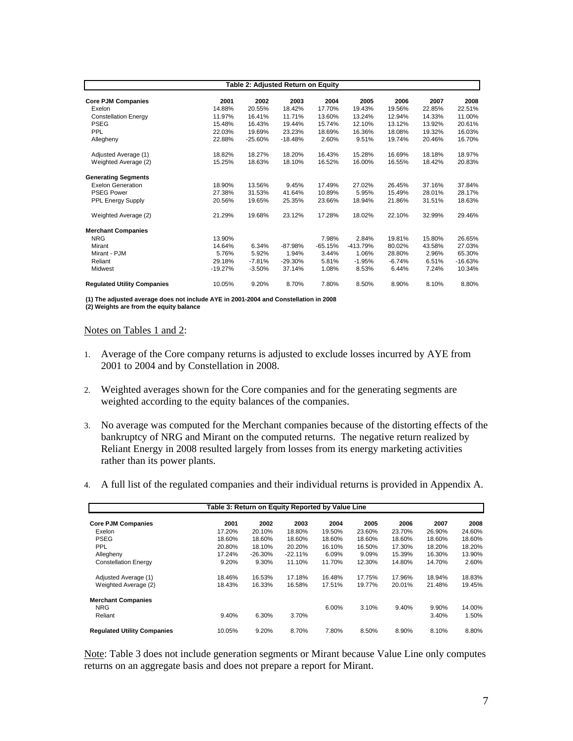**Table 2: Adjusted Return on Equity**

| Core PJM Companies | 2001 | 2002 | 2003 | 2004 | 2005 | 2006 | 2007 | 2008 |
|---|---|---|---|---|---|---|---|---|
| Exelon | 14.88% | 20.55% | 18.42% | 17.70% | 19.43% | 19.56% | 22.85% | 22.51% |
| Constellation Energy | 11.97% | 16.41% | 11.71% | 13.60% | 13.24% | 12.94% | 14.33% | 11.00% |
| PSEG | 15.48% | 16.43% | 19.44% | 15.74% | 12.10% | 13.12% | 13.92% | 20.61% |
| PPL | 22.03% | 19.69% | 23.23% | 18.69% | 16.36% | 18.08% | 19.32% | 16.03% |
| Allegheny | 22.88% | -25.60% | -18.48% | 2.60% | 9.51% | 19.74% | 20.46% | 16.70% |
| Adjusted Average (1) | 18.82% | 18.27% | 18.20% | 16.43% | 15.28% | 16.69% | 18.18% | 18.97% |
| Weighted Average (2) | 15.25% | 18.63% | 18.10% | 16.52% | 16.00% | 16.55% | 18.42% | 20.83% |
| **Generating Segments** | | | | | | | | |
| Exelon Generation | 18.90% | 13.56% | 9.45% | 17.49% | 27.02% | 26.45% | 37.16% | 37.84% |
| PSEG Power | 27.38% | 31.53% | 41.64% | 10.89% | 5.95% | 15.49% | 28.01% | 28.17% |
| PPL Energy Supply | 20.56% | 19.65% | 25.35% | 23.66% | 18.94% | 21.86% | 31.51% | 18.63% |
| Weighted Average (2) | 21.29% | 19.68% | 23.12% | 17.28% | 18.02% | 22.10% | 32.99% | 29.46% |
| **Merchant Companies** | | | | | | | | |
| NRG | 13.90% | | | 7.98% | 2.84% | 19.81% | 15.80% | 26.65% |
| Mirant | 14.64% | 6.34% | -87.98% | -65.15% | -413.79% | 80.02% | 43.58% | 27.03% |
| Mirant - PJM | 5.76% | 5.92% | 1.94% | 3.44% | 1.06% | 28.80% | 2.96% | 65.30% |
| Reliant | 29.18% | -7.81% | -29.30% | 5.81% | -1.95% | -6.74% | 6.51% | -16.63% |
| Midwest | -19.27% | -3.50% | 37.14% | 1.08% | 8.53% | 6.44% | 7.24% | 10.34% |
| **Regulated Utility Companies** | 10.05% | 9.20% | 8.70% | 7.80% | 8.50% | 8.90% | 8.10% | 8.80% |

**(1) The adjusted average does not include AYE in 2001-2004 and Constellation in 2008**
**(2) Weights are from the equity balance**

Notes on Tables 1 and 2:

1. Average of the Core company returns is adjusted to exclude losses incurred by AYE from 2001 to 2004 and by Constellation in 2008.
2. Weighted averages shown for the Core companies and for the generating segments are weighted according to the equity balances of the companies.
3. No average was computed for the Merchant companies because of the distorting effects of the bankruptcy of NRG and Mirant on the computed returns. The negative return realized by Reliant Energy in 2008 resulted largely from losses from its energy marketing activities rather than its power plants.
4. A full list of the regulated companies and their individual returns is provided in Appendix A.

**Table 3: Return on Equity Reported by Value Line**

| Core PJM Companies | 2001 | 2002 | 2003 | 2004 | 2005 | 2006 | 2007 | 2008 |
|---|---|---|---|---|---|---|---|---|
| Exelon | 17.20% | 20.10% | 18.80% | 19.50% | 23.60% | 23.70% | 26.90% | 24.60% |
| PSEG | 18.60% | 18.60% | 18.60% | 18.60% | 18.60% | 18.60% | 18.60% | 18.60% |
| PPL | 20.80% | 18.10% | 20.20% | 16.10% | 16.50% | 17.30% | 18.20% | 18.20% |
| Allegheny | 17.24% | -26.30% | -22.11% | 6.09% | 9.09% | 15.39% | 16.30% | 13.90% |
| Constellation Energy | 9.20% | 9.30% | 11.10% | 11.70% | 12.30% | 14.80% | 14.70% | 2.60% |
| Adjusted Average (1) | 18.46% | 16.53% | 17.18% | 16.48% | 17.75% | 17.96% | 18.94% | 18.83% |
| Weighted Average (2) | 18.43% | 16.33% | 16.58% | 17.51% | 19.77% | 20.01% | 21.48% | 19.45% |
| **Merchant Companies** | | | | | | | | |
| NRG | | | | 6.00% | 3.10% | 9.40% | 9.90% | 14.00% |
| Reliant | 9.40% | 6.30% | 3.70% | | | | 3.40% | 1.50% |
| **Regulated Utility Companies** | 10.05% | 9.20% | 8.70% | 7.80% | 8.50% | 8.90% | 8.10% | 8.80% |

Note: Table 3 does not include generation segments or Mirant because Value Line only computes returns on an aggregate basis and does not prepare a report for Mirant.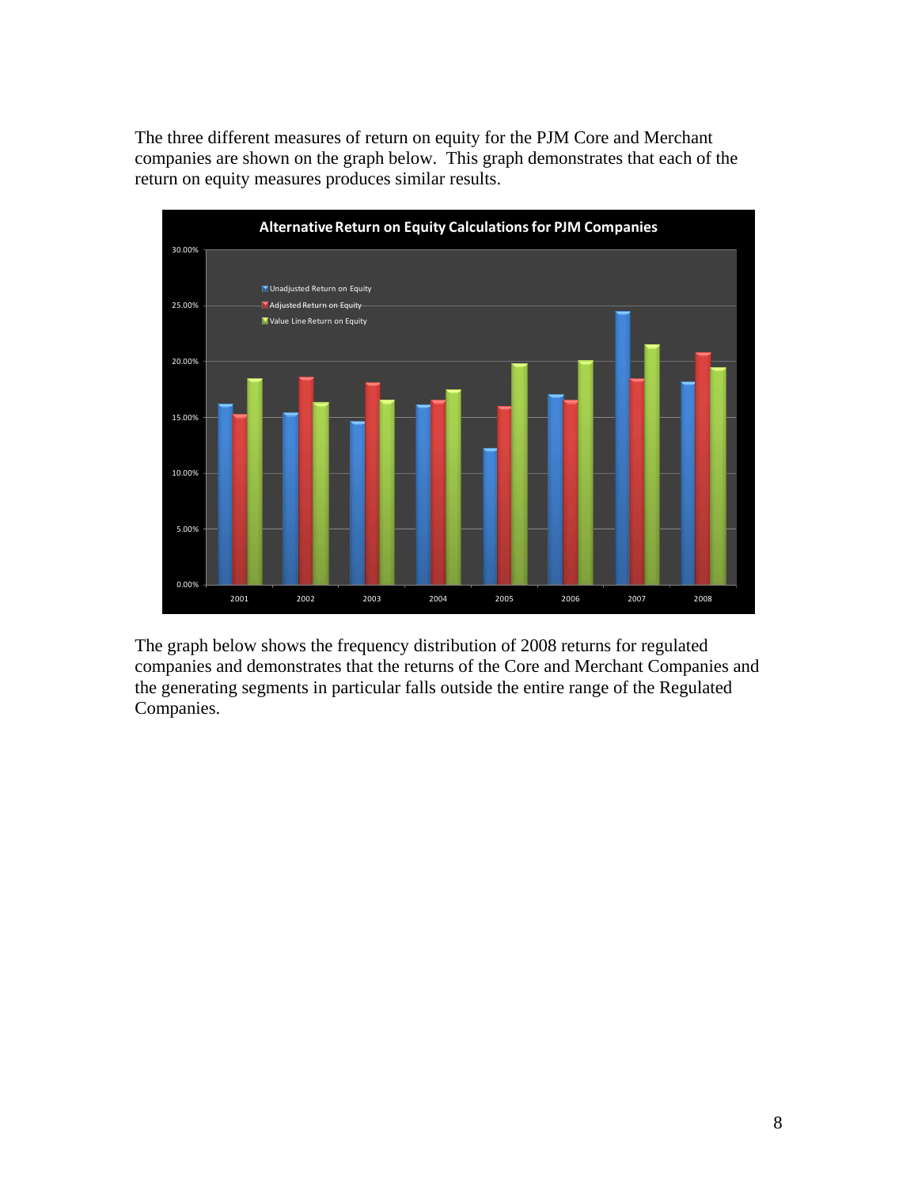The three different measures of return on equity for the PJM Core and Merchant companies are shown on the graph below. This graph demonstrates that each of the return on equity measures produces similar results.

The graph below shows the frequency distribution of 2008 returns for regulated companies and demonstrates that the returns of the Core and Merchant Companies and the generating segments in particular falls outside the entire range of the Regulated Companies.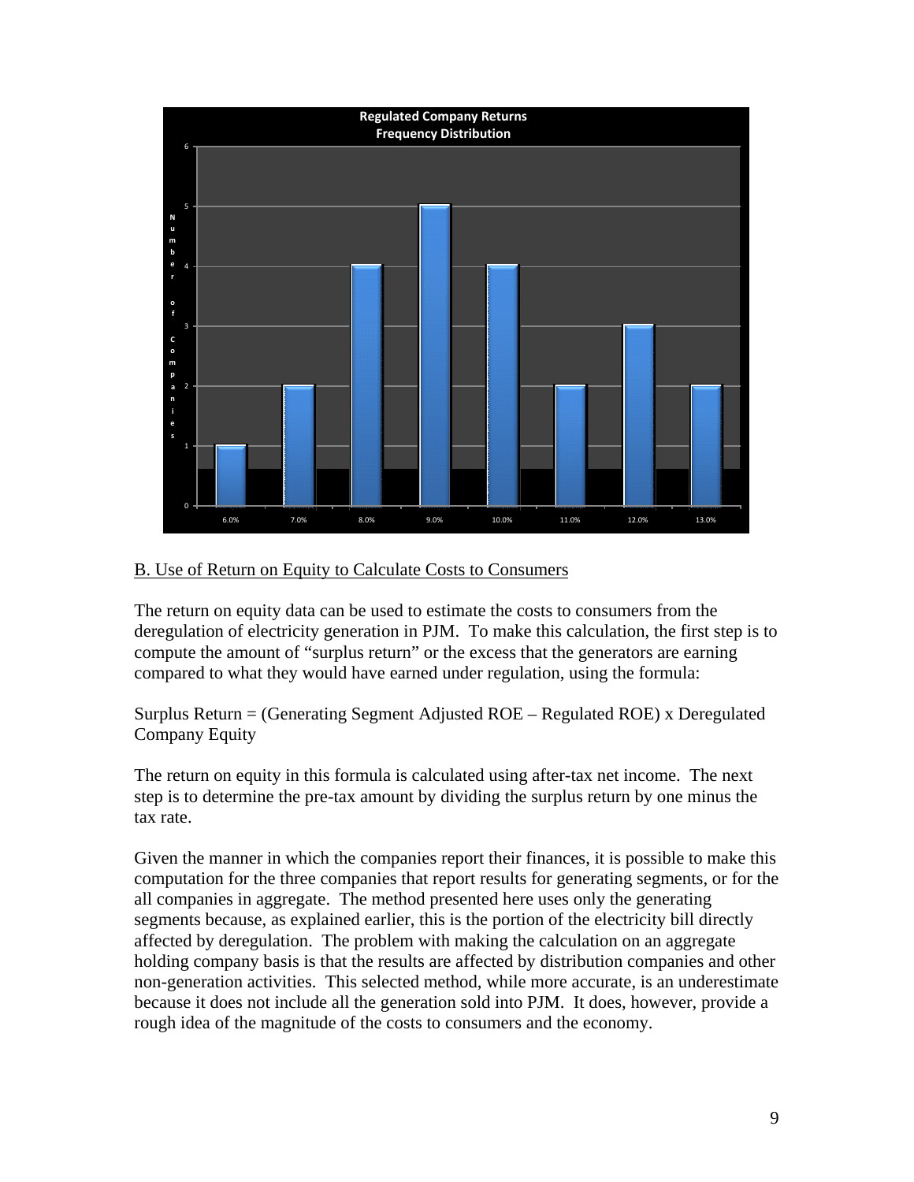**Regulated Company Returns Frequency Distribution**

| Return | Number of Companies |
|---|---|
| 6.0% | 1 |
| 7.0% | 2 |
| 8.0% | 4 |
| 9.0% | 5 |
| 10.0% | 4 |
| 11.0% | 2 |
| 12.0% | 3 |
| 13.0% | 2 |

<u>B. Use of Return on Equity to Calculate Costs to Consumers</u>

The return on equity data can be used to estimate the costs to consumers from the deregulation of electricity generation in PJM. To make this calculation, the first step is to compute the amount of "surplus return" or the excess that the generators are earning compared to what they would have earned under regulation, using the formula:

Surplus Return = (Generating Segment Adjusted ROE – Regulated ROE) x Deregulated Company Equity

The return on equity in this formula is calculated using after-tax net income. The next step is to determine the pre-tax amount by dividing the surplus return by one minus the tax rate.

Given the manner in which the companies report their finances, it is possible to make this computation for the three companies that report results for generating segments, or for the all companies in aggregate. The method presented here uses only the generating segments because, as explained earlier, this is the portion of the electricity bill directly affected by deregulation. The problem with making the calculation on an aggregate holding company basis is that the results are affected by distribution companies and other non-generation activities. This selected method, while more accurate, is an underestimate because it does not include all the generation sold into PJM. It does, however, provide a rough idea of the magnitude of the costs to consumers and the economy.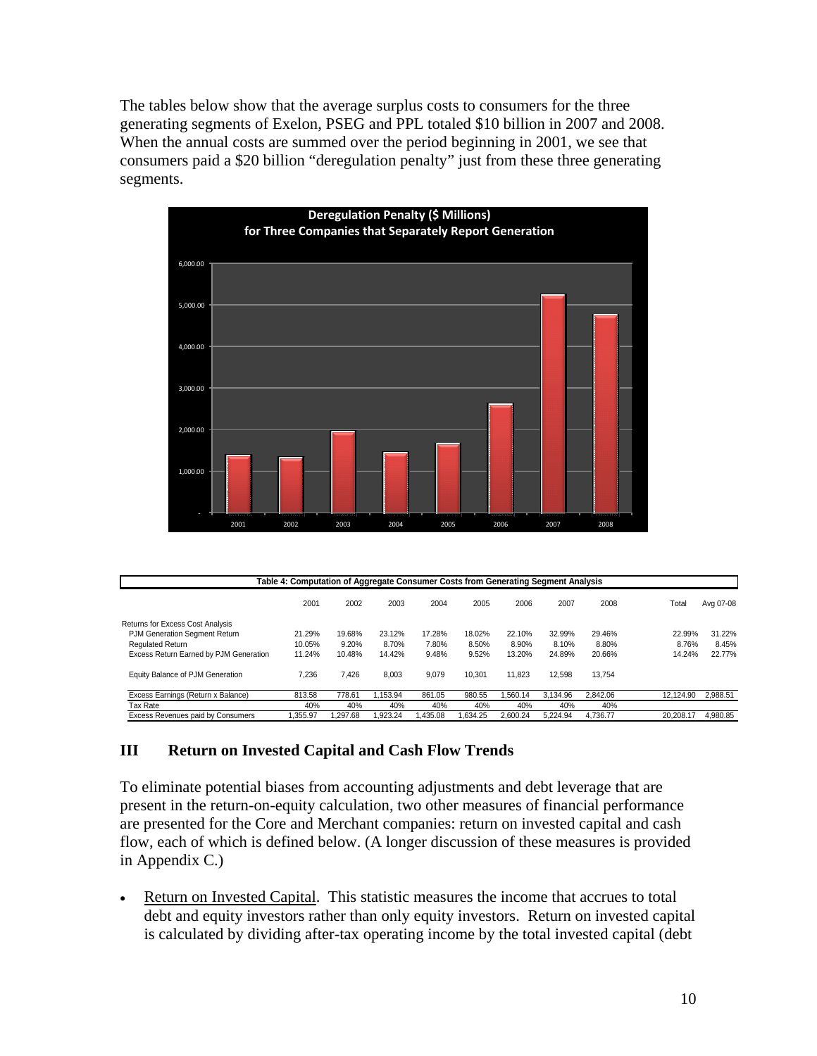The tables below show that the average surplus costs to consumers for the three generating segments of Exelon, PSEG and PPL totaled $10 billion in 2007 and 2008. When the annual costs are summed over the period beginning in 2001, we see that consumers paid a $20 billion "deregulation penalty" just from these three generating segments.

**Deregulation Penalty ($ Millions) for Three Companies that Separately Report Generation**

**Table 4: Computation of Aggregate Consumer Costs from Generating Segment Analysis**

| | 2001 | 2002 | 2003 | 2004 | 2005 | 2006 | 2007 | 2008 | Total | Avg 07-08 |
|---|---|---|---|---|---|---|---|---|---|---|
| Returns for Excess Cost Analysis | | | | | | | | | | |
| PJM Generation Segment Return | 21.29% | 19.68% | 23.12% | 17.28% | 18.02% | 22.10% | 32.99% | 29.46% | 22.99% | 31.22% |
| Regulated Return | 10.05% | 9.20% | 8.70% | 7.80% | 8.50% | 8.90% | 8.10% | 8.80% | 8.76% | 8.45% |
| Excess Return Earned by PJM Generation | 11.24% | 10.48% | 14.42% | 9.48% | 9.52% | 13.20% | 24.89% | 20.66% | 14.24% | 22.77% |
| Equity Balance of PJM Generation | 7,236 | 7,426 | 8,003 | 9,079 | 10,301 | 11,823 | 12,598 | 13,754 | | |
| Excess Earnings (Return x Balance) | 813.58 | 778.61 | 1,153.94 | 861.05 | 980.55 | 1,560.14 | 3,134.96 | 2,842.06 | 12,124.90 | 2,988.51 |
| Tax Rate | 40% | 40% | 40% | 40% | 40% | 40% | 40% | 40% | | |
| Excess Revenues paid by Consumers | 1,355.97 | 1,297.68 | 1,923.24 | 1,435.08 | 1,634.25 | 2,600.24 | 5,224.94 | 4,736.77 | 20,208.17 | 4,980.85 |

## III Return on Invested Capital and Cash Flow Trends

To eliminate potential biases from accounting adjustments and debt leverage that are present in the return-on-equity calculation, two other measures of financial performance are presented for the Core and Merchant companies: return on invested capital and cash flow, each of which is defined below. (A longer discussion of these measures is provided in Appendix C.)

- Return on Invested Capital. This statistic measures the income that accrues to total debt and equity investors rather than only equity investors. Return on invested capital is calculated by dividing after-tax operating income by the total invested capital (debt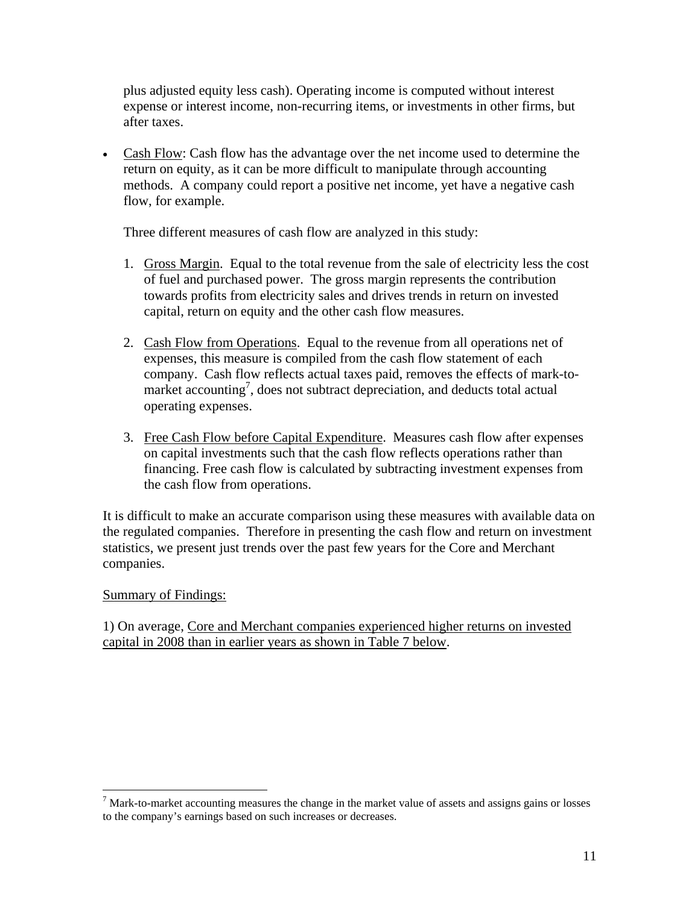plus adjusted equity less cash). Operating income is computed without interest expense or interest income, non-recurring items, or investments in other firms, but after taxes.

- Cash Flow: Cash flow has the advantage over the net income used to determine the return on equity, as it can be more difficult to manipulate through accounting methods. A company could report a positive net income, yet have a negative cash flow, for example.

  Three different measures of cash flow are analyzed in this study:

  1. Gross Margin. Equal to the total revenue from the sale of electricity less the cost of fuel and purchased power. The gross margin represents the contribution towards profits from electricity sales and drives trends in return on invested capital, return on equity and the other cash flow measures.

  2. Cash Flow from Operations. Equal to the revenue from all operations net of expenses, this measure is compiled from the cash flow statement of each company. Cash flow reflects actual taxes paid, removes the effects of mark-to-market accounting[7], does not subtract depreciation, and deducts total actual operating expenses.

  3. Free Cash Flow before Capital Expenditure. Measures cash flow after expenses on capital investments such that the cash flow reflects operations rather than financing. Free cash flow is calculated by subtracting investment expenses from the cash flow from operations.

It is difficult to make an accurate comparison using these measures with available data on the regulated companies. Therefore in presenting the cash flow and return on investment statistics, we present just trends over the past few years for the Core and Merchant companies.

Summary of Findings:

1) On average, Core and Merchant companies experienced higher returns on invested capital in 2008 than in earlier years as shown in Table 7 below.

[7] Mark-to-market accounting measures the change in the market value of assets and assigns gains or losses to the company's earnings based on such increases or decreases.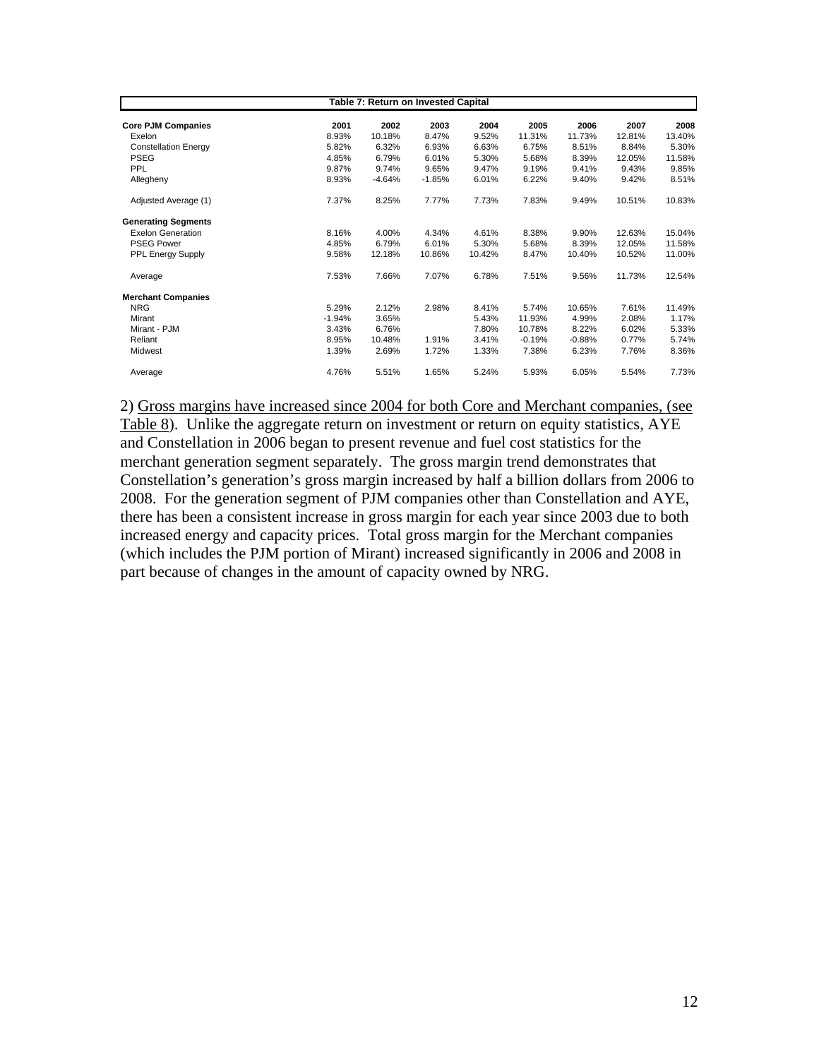**Table 7: Return on Invested Capital**

| | 2001 | 2002 | 2003 | 2004 | 2005 | 2006 | 2007 | 2008 |
|---|---|---|---|---|---|---|---|---|
| **Core PJM Companies** | | | | | | | | |
| Exelon | 8.93% | 10.18% | 8.47% | 9.52% | 11.31% | 11.73% | 12.81% | 13.40% |
| Constellation Energy | 5.82% | 6.32% | 6.93% | 6.63% | 6.75% | 8.51% | 8.84% | 5.30% |
| PSEG | 4.85% | 6.79% | 6.01% | 5.30% | 5.68% | 8.39% | 12.05% | 11.58% |
| PPL | 9.87% | 9.74% | 9.65% | 9.47% | 9.19% | 9.41% | 9.43% | 9.85% |
| Allegheny | 8.93% | -4.64% | -1.85% | 6.01% | 6.22% | 9.40% | 9.42% | 8.51% |
| Adjusted Average (1) | 7.37% | 8.25% | 7.77% | 7.73% | 7.83% | 9.49% | 10.51% | 10.83% |
| **Generating Segments** | | | | | | | | |
| Exelon Generation | 8.16% | 4.00% | 4.34% | 4.61% | 8.38% | 9.90% | 12.63% | 15.04% |
| PSEG Power | 4.85% | 6.79% | 6.01% | 5.30% | 5.68% | 8.39% | 12.05% | 11.58% |
| PPL Energy Supply | 9.58% | 12.18% | 10.86% | 10.42% | 8.47% | 10.40% | 10.52% | 11.00% |
| Average | 7.53% | 7.66% | 7.07% | 6.78% | 7.51% | 9.56% | 11.73% | 12.54% |
| **Merchant Companies** | | | | | | | | |
| NRG | 5.29% | 2.12% | 2.98% | 8.41% | 5.74% | 10.65% | 7.61% | 11.49% |
| Mirant | -1.94% | 3.65% | | 5.43% | 11.93% | 4.99% | 2.08% | 1.17% |
| Mirant - PJM | 3.43% | 6.76% | | 7.80% | 10.78% | 8.22% | 6.02% | 5.33% |
| Reliant | 8.95% | 10.48% | 1.91% | 3.41% | -0.19% | -0.88% | 0.77% | 5.74% |
| Midwest | 1.39% | 2.69% | 1.72% | 1.33% | 7.38% | 6.23% | 7.76% | 8.36% |
| Average | 4.76% | 5.51% | 1.65% | 5.24% | 5.93% | 6.05% | 5.54% | 7.73% |

2) Gross margins have increased since 2004 for both Core and Merchant companies, (see Table 8). Unlike the aggregate return on investment or return on equity statistics, AYE and Constellation in 2006 began to present revenue and fuel cost statistics for the merchant generation segment separately. The gross margin trend demonstrates that Constellation's generation's gross margin increased by half a billion dollars from 2006 to 2008. For the generation segment of PJM companies other than Constellation and AYE, there has been a consistent increase in gross margin for each year since 2003 due to both increased energy and capacity prices. Total gross margin for the Merchant companies (which includes the PJM portion of Mirant) increased significantly in 2006 and 2008 in part because of changes in the amount of capacity owned by NRG.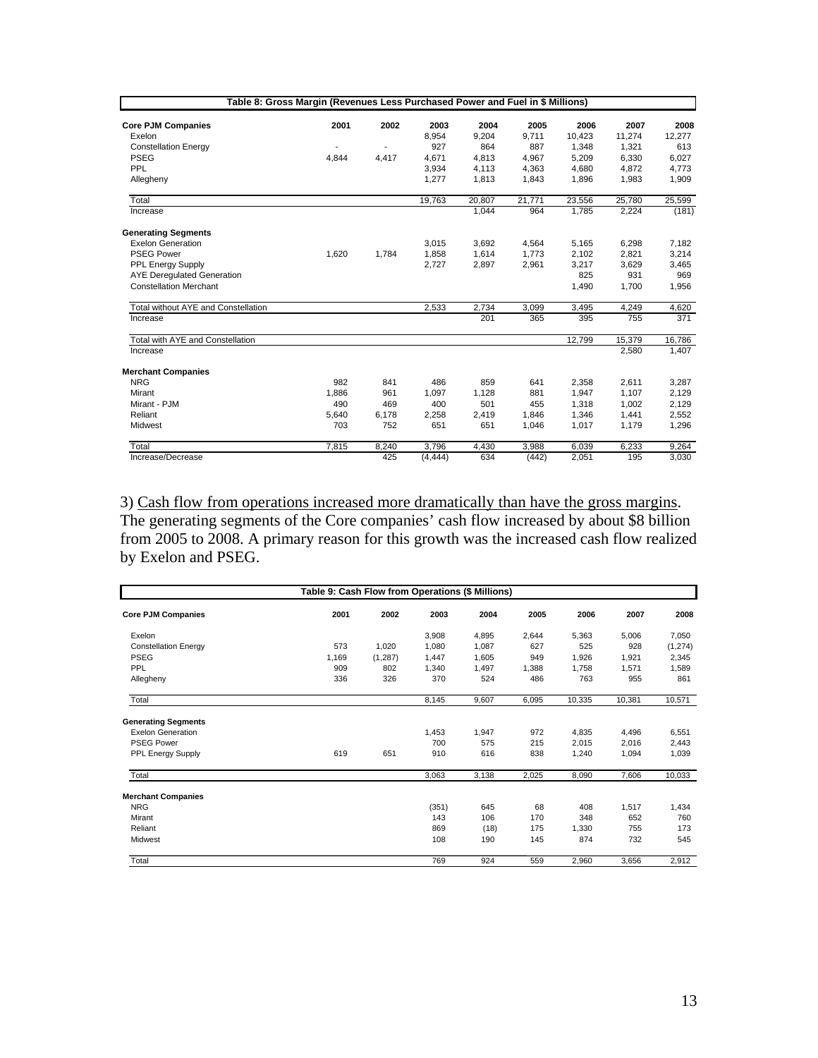| Table 8: Gross Margin (Revenues Less Purchased Power and Fuel in $ Millions) | | | | | | | | |
|---|---|---|---|---|---|---|---|---|
| **Core PJM Companies** | **2001** | **2002** | **2003** | **2004** | **2005** | **2006** | **2007** | **2008** |
| Exelon | | | 8,954 | 9,204 | 9,711 | 10,423 | 11,274 | 12,277 |
| Constellation Energy | - | - | 927 | 864 | 887 | 1,348 | 1,321 | 613 |
| PSEG | 4,844 | 4,417 | 4,671 | 4,813 | 4,967 | 5,209 | 6,330 | 6,027 |
| PPL | | | 3,934 | 4,113 | 4,363 | 4,680 | 4,872 | 4,773 |
| Allegheny | | | 1,277 | 1,813 | 1,843 | 1,896 | 1,983 | 1,909 |
| Total | | | 19,763 | 20,807 | 21,771 | 23,556 | 25,780 | 25,599 |
| Increase | | | | 1,044 | 964 | 1,785 | 2,224 | (181) |
| **Generating Segments** | | | | | | | | |
| Exelon Generation | | | 3,015 | 3,692 | 4,564 | 5,165 | 6,298 | 7,182 |
| PSEG Power | 1,620 | 1,784 | 1,858 | 1,614 | 1,773 | 2,102 | 2,821 | 3,214 |
| PPL Energy Supply | | | 2,727 | 2,897 | 2,961 | 3,217 | 3,629 | 3,465 |
| AYE Deregulated Generation | | | | | | 825 | 931 | 969 |
| Constellation Merchant | | | | | | 1,490 | 1,700 | 1,956 |
| Total without AYE and Constellation | | | 2,533 | 2,734 | 3,099 | 3,495 | 4,249 | 4,620 |
| Increase | | | | 201 | 365 | 395 | 755 | 371 |
| Total with AYE and Constellation | | | | | | 12,799 | 15,379 | 16,786 |
| Increase | | | | | | | 2,580 | 1,407 |
| **Merchant Companies** | | | | | | | | |
| NRG | 982 | 841 | 486 | 859 | 641 | 2,358 | 2,611 | 3,287 |
| Mirant | 1,886 | 961 | 1,097 | 1,128 | 881 | 1,947 | 1,107 | 2,129 |
| Mirant - PJM | 490 | 469 | 400 | 501 | 455 | 1,318 | 1,002 | 2,129 |
| Reliant | 5,640 | 6,178 | 2,258 | 2,419 | 1,846 | 1,346 | 1,441 | 2,552 |
| Midwest | 703 | 752 | 651 | 651 | 1,046 | 1,017 | 1,179 | 1,296 |
| Total | 7,815 | 8,240 | 3,796 | 4,430 | 3,988 | 6,039 | 6,233 | 9,264 |
| Increase/Decrease | | 425 | (4,444) | 634 | (442) | 2,051 | 195 | 3,030 |

3) Cash flow from operations increased more dramatically than have the gross margins. The generating segments of the Core companies' cash flow increased by about $8 billion from 2005 to 2008. A primary reason for this growth was the increased cash flow realized by Exelon and PSEG.

| Table 9: Cash Flow from Operations ($ Millions) | | | | | | | | |
|---|---|---|---|---|---|---|---|---|
| **Core PJM Companies** | **2001** | **2002** | **2003** | **2004** | **2005** | **2006** | **2007** | **2008** |
| Exelon | | | 3,908 | 4,895 | 2,644 | 5,363 | 5,006 | 7,050 |
| Constellation Energy | 573 | 1,020 | 1,080 | 1,087 | 627 | 525 | 928 | (1,274) |
| PSEG | 1,169 | (1,287) | 1,447 | 1,605 | 949 | 1,926 | 1,921 | 2,345 |
| PPL | 909 | 802 | 1,340 | 1,497 | 1,388 | 1,758 | 1,571 | 1,589 |
| Allegheny | 336 | 326 | 370 | 524 | 486 | 763 | 955 | 861 |
| Total | | | 8,145 | 9,607 | 6,095 | 10,335 | 10,381 | 10,571 |
| **Generating Segments** | | | | | | | | |
| Exelon Generation | | | 1,453 | 1,947 | 972 | 4,835 | 4,496 | 6,551 |
| PSEG Power | | | 700 | 575 | 215 | 2,015 | 2,016 | 2,443 |
| PPL Energy Supply | 619 | 651 | 910 | 616 | 838 | 1,240 | 1,094 | 1,039 |
| Total | | | 3,063 | 3,138 | 2,025 | 8,090 | 7,606 | 10,033 |
| **Merchant Companies** | | | | | | | | |
| NRG | | | (351) | 645 | 68 | 408 | 1,517 | 1,434 |
| Mirant | | | 143 | 106 | 170 | 348 | 652 | 760 |
| Reliant | | | 869 | (18) | 175 | 1,330 | 755 | 173 |
| Midwest | | | 108 | 190 | 145 | 874 | 732 | 545 |
| Total | | | 769 | 924 | 559 | 2,960 | 3,656 | 2,912 |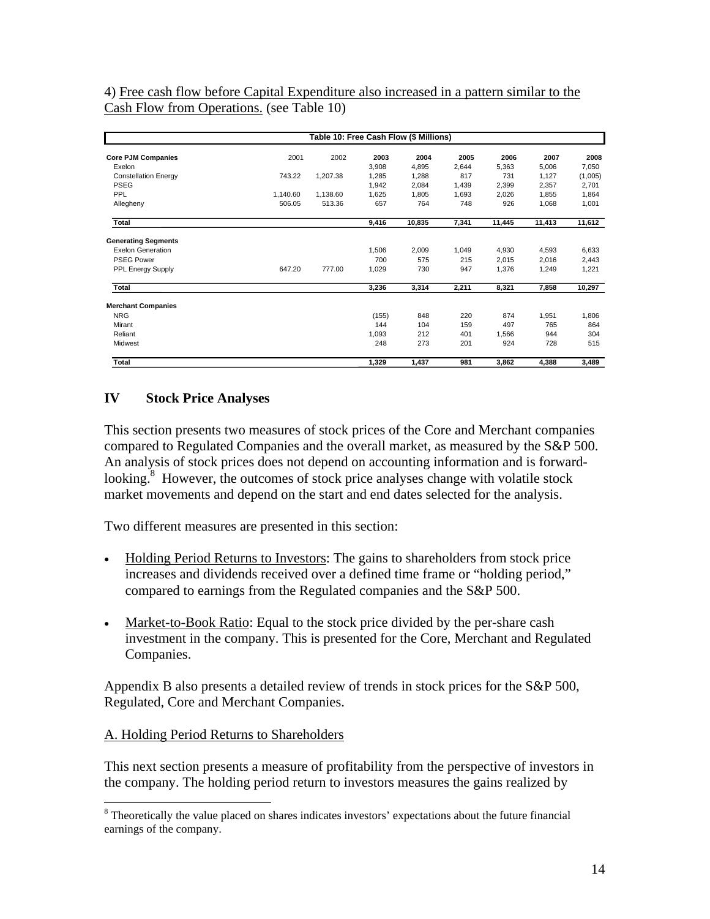4) Free cash flow before Capital Expenditure also increased in a pattern similar to the Cash Flow from Operations. (see Table 10)

| Table 10: Free Cash Flow ($ Millions) | | | | | | | | |
|---|---|---|---|---|---|---|---|---|
| **Core PJM Companies** | 2001 | 2002 | **2003** | **2004** | **2005** | **2006** | **2007** | **2008** |
| Exelon | | | 3,908 | 4,895 | 2,644 | 5,363 | 5,006 | 7,050 |
| Constellation Energy | 743.22 | 1,207.38 | 1,285 | 1,288 | 817 | 731 | 1,127 | (1,005) |
| PSEG | | | 1,942 | 2,084 | 1,439 | 2,399 | 2,357 | 2,701 |
| PPL | 1,140.60 | 1,138.60 | 1,625 | 1,805 | 1,693 | 2,026 | 1,855 | 1,864 |
| Allegheny | 506.05 | 513.36 | 657 | 764 | 748 | 926 | 1,068 | 1,001 |
| **Total** | | | **9,416** | **10,835** | **7,341** | **11,445** | **11,413** | **11,612** |
| **Generating Segments** | | | | | | | | |
| Exelon Generation | | | 1,506 | 2,009 | 1,049 | 4,930 | 4,593 | 6,633 |
| PSEG Power | | | 700 | 575 | 215 | 2,015 | 2,016 | 2,443 |
| PPL Energy Supply | 647.20 | 777.00 | 1,029 | 730 | 947 | 1,376 | 1,249 | 1,221 |
| **Total** | | | **3,236** | **3,314** | **2,211** | **8,321** | **7,858** | **10,297** |
| **Merchant Companies** | | | | | | | | |
| NRG | | | (155) | 848 | 220 | 874 | 1,951 | 1,806 |
| Mirant | | | 144 | 104 | 159 | 497 | 765 | 864 |
| Reliant | | | 1,093 | 212 | 401 | 1,566 | 944 | 304 |
| Midwest | | | 248 | 273 | 201 | 924 | 728 | 515 |
| **Total** | | | **1,329** | **1,437** | **981** | **3,862** | **4,388** | **3,489** |

## IV Stock Price Analyses

This section presents two measures of stock prices of the Core and Merchant companies compared to Regulated Companies and the overall market, as measured by the S&P 500. An analysis of stock prices does not depend on accounting information and is forward-looking.[8] However, the outcomes of stock price analyses change with volatile stock market movements and depend on the start and end dates selected for the analysis.

Two different measures are presented in this section:

- Holding Period Returns to Investors: The gains to shareholders from stock price increases and dividends received over a defined time frame or "holding period," compared to earnings from the Regulated companies and the S&P 500.
- Market-to-Book Ratio: Equal to the stock price divided by the per-share cash investment in the company. This is presented for the Core, Merchant and Regulated Companies.

Appendix B also presents a detailed review of trends in stock prices for the S&P 500, Regulated, Core and Merchant Companies.

### A. Holding Period Returns to Shareholders

This next section presents a measure of profitability from the perspective of investors in the company. The holding period return to investors measures the gains realized by

[8] Theoretically the value placed on shares indicates investors' expectations about the future financial earnings of the company.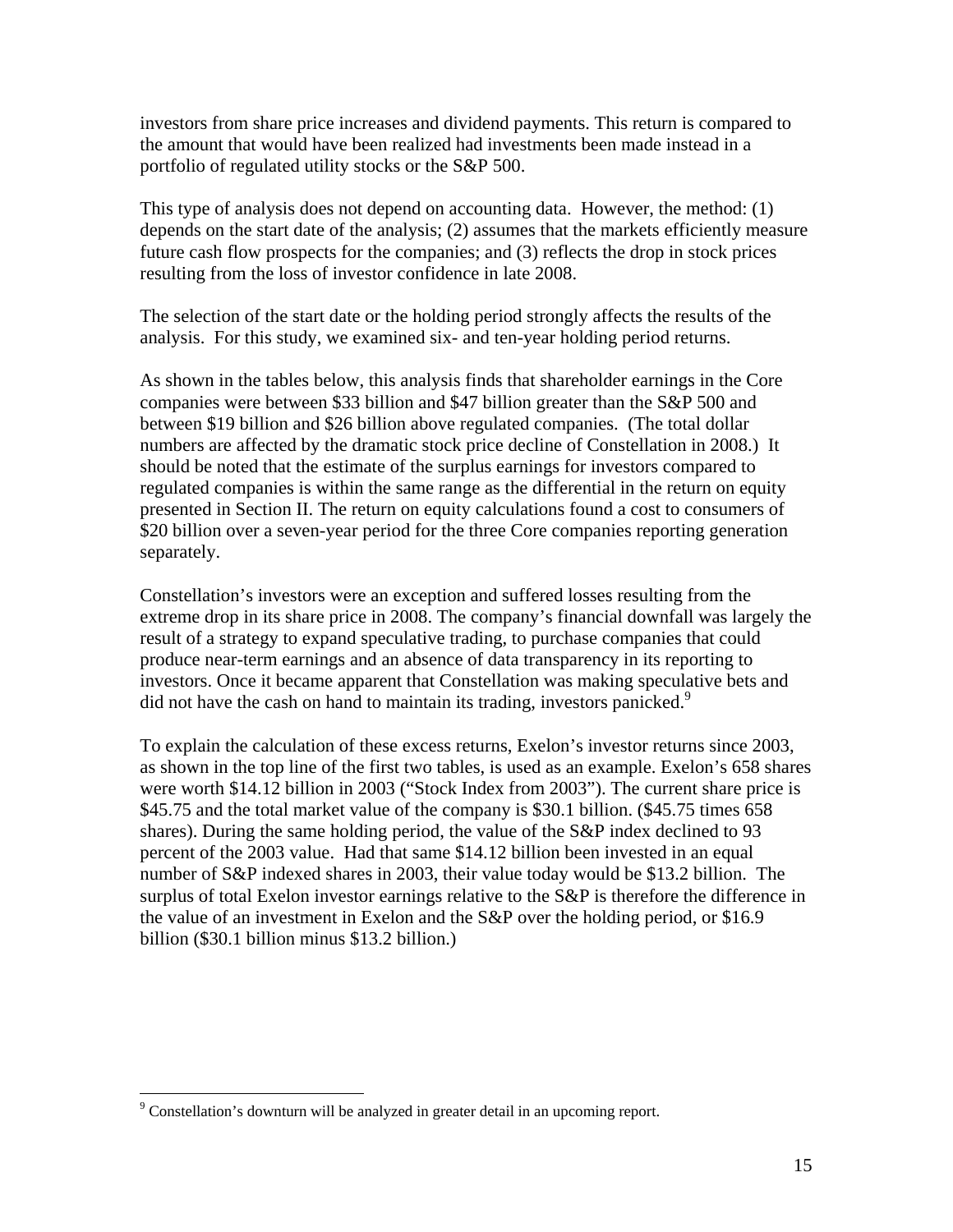investors from share price increases and dividend payments. This return is compared to the amount that would have been realized had investments been made instead in a portfolio of regulated utility stocks or the S&P 500.

This type of analysis does not depend on accounting data. However, the method: (1) depends on the start date of the analysis; (2) assumes that the markets efficiently measure future cash flow prospects for the companies; and (3) reflects the drop in stock prices resulting from the loss of investor confidence in late 2008.

The selection of the start date or the holding period strongly affects the results of the analysis. For this study, we examined six- and ten-year holding period returns.

As shown in the tables below, this analysis finds that shareholder earnings in the Core companies were between $33 billion and $47 billion greater than the S&P 500 and between $19 billion and $26 billion above regulated companies. (The total dollar numbers are affected by the dramatic stock price decline of Constellation in 2008.) It should be noted that the estimate of the surplus earnings for investors compared to regulated companies is within the same range as the differential in the return on equity presented in Section II. The return on equity calculations found a cost to consumers of $20 billion over a seven-year period for the three Core companies reporting generation separately.

Constellation's investors were an exception and suffered losses resulting from the extreme drop in its share price in 2008. The company's financial downfall was largely the result of a strategy to expand speculative trading, to purchase companies that could produce near-term earnings and an absence of data transparency in its reporting to investors. Once it became apparent that Constellation was making speculative bets and did not have the cash on hand to maintain its trading, investors panicked.[9]

To explain the calculation of these excess returns, Exelon's investor returns since 2003, as shown in the top line of the first two tables, is used as an example. Exelon's 658 shares were worth $14.12 billion in 2003 ("Stock Index from 2003"). The current share price is $45.75 and the total market value of the company is $30.1 billion. ($45.75 times 658 shares). During the same holding period, the value of the S&P index declined to 93 percent of the 2003 value. Had that same $14.12 billion been invested in an equal number of S&P indexed shares in 2003, their value today would be $13.2 billion. The surplus of total Exelon investor earnings relative to the S&P is therefore the difference in the value of an investment in Exelon and the S&P over the holding period, or $16.9 billion ($30.1 billion minus $13.2 billion.)

[9] Constellation's downturn will be analyzed in greater detail in an upcoming report.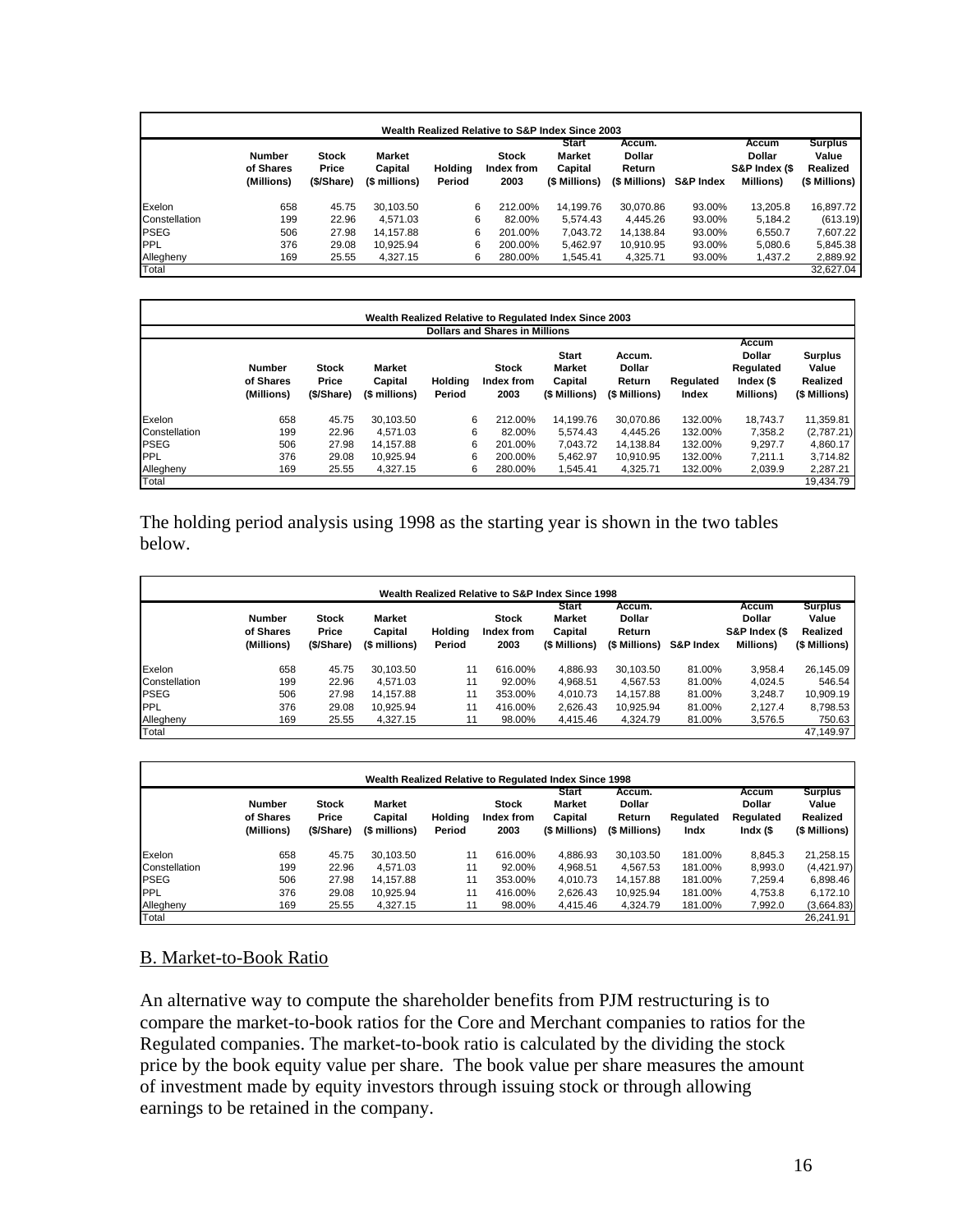| Wealth Realized Relative to S&P Index Since 2003 | | | | | | | | | | |
|---|---|---|---|---|---|---|---|---|---|---|
| | Number of Shares (Millions) | Stock Price ($/Share) | Market Capital ($ millions) | Holding Period | Stock Index from 2003 | Start Market Capital ($ Millions) | Accum. Dollar Return ($ Millions) | S&P Index | Accum Dollar S&P Index ($ Millions) | Surplus Value Realized ($ Millions) |
| Exelon | 658 | 45.75 | 30,103.50 | 6 | 212.00% | 14,199.76 | 30,070.86 | 93.00% | 13,205.8 | 16,897.72 |
| Constellation | 199 | 22.96 | 4,571.03 | 6 | 82.00% | 5,574.43 | 4,445.26 | 93.00% | 5,184.2 | (613.19) |
| PSEG | 506 | 27.98 | 14,157.88 | 6 | 201.00% | 7,043.72 | 14,138.84 | 93.00% | 6,550.7 | 7,607.22 |
| PPL | 376 | 29.08 | 10,925.94 | 6 | 200.00% | 5,462.97 | 10,910.95 | 93.00% | 5,080.6 | 5,845.38 |
| Allegheny | 169 | 25.55 | 4,327.15 | 6 | 280.00% | 1,545.41 | 4,325.71 | 93.00% | 1,437.2 | 2,889.92 |
| Total | | | | | | | | | | 32,627.04 |

| Wealth Realized Relative to Regulated Index Since 2003<br>Dollars and Shares in Millions | | | | | | | | | | |
|---|---|---|---|---|---|---|---|---|---|---|
| | Number of Shares (Millions) | Stock Price ($/Share) | Market Capital ($ millions) | Holding Period | Stock Index from 2003 | Start Market Capital ($ Millions) | Accum. Dollar Return ($ Millions) | Regulated Index | Accum Dollar Regulated Index ($ Millions) | Surplus Value Realized ($ Millions) |
| Exelon | 658 | 45.75 | 30,103.50 | 6 | 212.00% | 14,199.76 | 30,070.86 | 132.00% | 18,743.7 | 11,359.81 |
| Constellation | 199 | 22.96 | 4,571.03 | 6 | 82.00% | 5,574.43 | 4,445.26 | 132.00% | 7,358.2 | (2,787.21) |
| PSEG | 506 | 27.98 | 14,157.88 | 6 | 201.00% | 7,043.72 | 14,138.84 | 132.00% | 9,297.7 | 4,860.17 |
| PPL | 376 | 29.08 | 10,925.94 | 6 | 200.00% | 5,462.97 | 10,910.95 | 132.00% | 7,211.1 | 3,714.82 |
| Allegheny | 169 | 25.55 | 4,327.15 | 6 | 280.00% | 1,545.41 | 4,325.71 | 132.00% | 2,039.9 | 2,287.21 |
| Total | | | | | | | | | | 19,434.79 |

The holding period analysis using 1998 as the starting year is shown in the two tables below.

| Wealth Realized Relative to S&P Index Since 1998 | | | | | | | | | | |
|---|---|---|---|---|---|---|---|---|---|---|
| | Number of Shares (Millions) | Stock Price ($/Share) | Market Capital ($ millions) | Holding Period | Stock Index from 2003 | Start Market Capital ($ Millions) | Accum. Dollar Return ($ Millions) | S&P Index | Accum Dollar S&P Index ($ Millions) | Surplus Value Realized ($ Millions) |
| Exelon | 658 | 45.75 | 30,103.50 | 11 | 616.00% | 4,886.93 | 30,103.50 | 81.00% | 3,958.4 | 26,145.09 |
| Constellation | 199 | 22.96 | 4,571.03 | 11 | 92.00% | 4,968.51 | 4,567.53 | 81.00% | 4,024.5 | 546.54 |
| PSEG | 506 | 27.98 | 14,157.88 | 11 | 353.00% | 4,010.73 | 14,157.88 | 81.00% | 3,248.7 | 10,909.19 |
| PPL | 376 | 29.08 | 10,925.94 | 11 | 416.00% | 2,626.43 | 10,925.94 | 81.00% | 2,127.4 | 8,798.53 |
| Allegheny | 169 | 25.55 | 4,327.15 | 11 | 98.00% | 4,415.46 | 4,324.79 | 81.00% | 3,576.5 | 750.63 |
| Total | | | | | | | | | | 47,149.97 |

| Wealth Realized Relative to Regulated Index Since 1998 | | | | | | | | | | |
|---|---|---|---|---|---|---|---|---|---|---|
| | Number of Shares (Millions) | Stock Price ($/Share) | Market Capital ($ millions) | Holding Period | Stock Index from 2003 | Start Market Capital ($ Millions) | Accum. Dollar Return ($ Millions) | Regulated Indx | Accum Dollar Regulated Indx ($ | Surplus Value Realized ($ Millions) |
| Exelon | 658 | 45.75 | 30,103.50 | 11 | 616.00% | 4,886.93 | 30,103.50 | 181.00% | 8,845.3 | 21,258.15 |
| Constellation | 199 | 22.96 | 4,571.03 | 11 | 92.00% | 4,968.51 | 4,567.53 | 181.00% | 8,993.0 | (4,421.97) |
| PSEG | 506 | 27.98 | 14,157.88 | 11 | 353.00% | 4,010.73 | 14,157.88 | 181.00% | 7,259.4 | 6,898.46 |
| PPL | 376 | 29.08 | 10,925.94 | 11 | 416.00% | 2,626.43 | 10,925.94 | 181.00% | 4,753.8 | 6,172.10 |
| Allegheny | 169 | 25.55 | 4,327.15 | 11 | 98.00% | 4,415.46 | 4,324.79 | 181.00% | 7,992.0 | (3,664.83) |
| Total | | | | | | | | | | 26,241.91 |

## B. Market-to-Book Ratio

An alternative way to compute the shareholder benefits from PJM restructuring is to compare the market-to-book ratios for the Core and Merchant companies to ratios for the Regulated companies. The market-to-book ratio is calculated by the dividing the stock price by the book equity value per share. The book value per share measures the amount of investment made by equity investors through issuing stock or through allowing earnings to be retained in the company.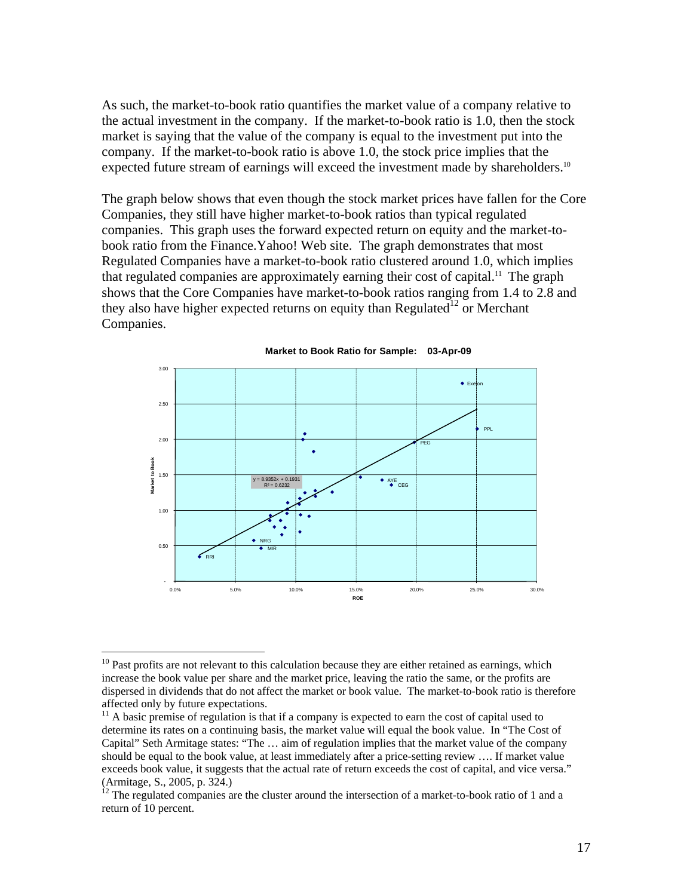As such, the market-to-book ratio quantifies the market value of a company relative to the actual investment in the company. If the market-to-book ratio is 1.0, then the stock market is saying that the value of the company is equal to the investment put into the company. If the market-to-book ratio is above 1.0, the stock price implies that the expected future stream of earnings will exceed the investment made by shareholders.[10]

The graph below shows that even though the stock market prices have fallen for the Core Companies, they still have higher market-to-book ratios than typical regulated companies. This graph uses the forward expected return on equity and the market-to-book ratio from the Finance.Yahoo! Web site. The graph demonstrates that most Regulated Companies have a market-to-book ratio clustered around 1.0, which implies that regulated companies are approximately earning their cost of capital.[11] The graph shows that the Core Companies have market-to-book ratios ranging from 1.4 to 2.8 and they also have higher expected returns on equity than Regulated[12] or Merchant Companies.

**Market to Book Ratio for Sample: 03-Apr-09**

$y = 8.9352x + 0.1931$
$R^2 = 0.6232$

Labels: Exelon, PPL, PEG, AYE, CEG, NRG, MIR, RRI

Market to Book (y-axis: -, 0.50, 1.00, 1.50, 2.00, 2.50, 3.00)

ROE (x-axis: 0.0%, 5.0%, 10.0%, 15.0%, 20.0%, 25.0%, 30.0%)

---

[10] Past profits are not relevant to this calculation because they are either retained as earnings, which increase the book value per share and the market price, leaving the ratio the same, or the profits are dispersed in dividends that do not affect the market or book value. The market-to-book ratio is therefore affected only by future expectations.

[11] A basic premise of regulation is that if a company is expected to earn the cost of capital used to determine its rates on a continuing basis, the market value will equal the book value. In "The Cost of Capital" Seth Armitage states: "The … aim of regulation implies that the market value of the company should be equal to the book value, at least immediately after a price-setting review …. If market value exceeds book value, it suggests that the actual rate of return exceeds the cost of capital, and vice versa." (Armitage, S., 2005, p. 324.)

[12] The regulated companies are the cluster around the intersection of a market-to-book ratio of 1 and a return of 10 percent.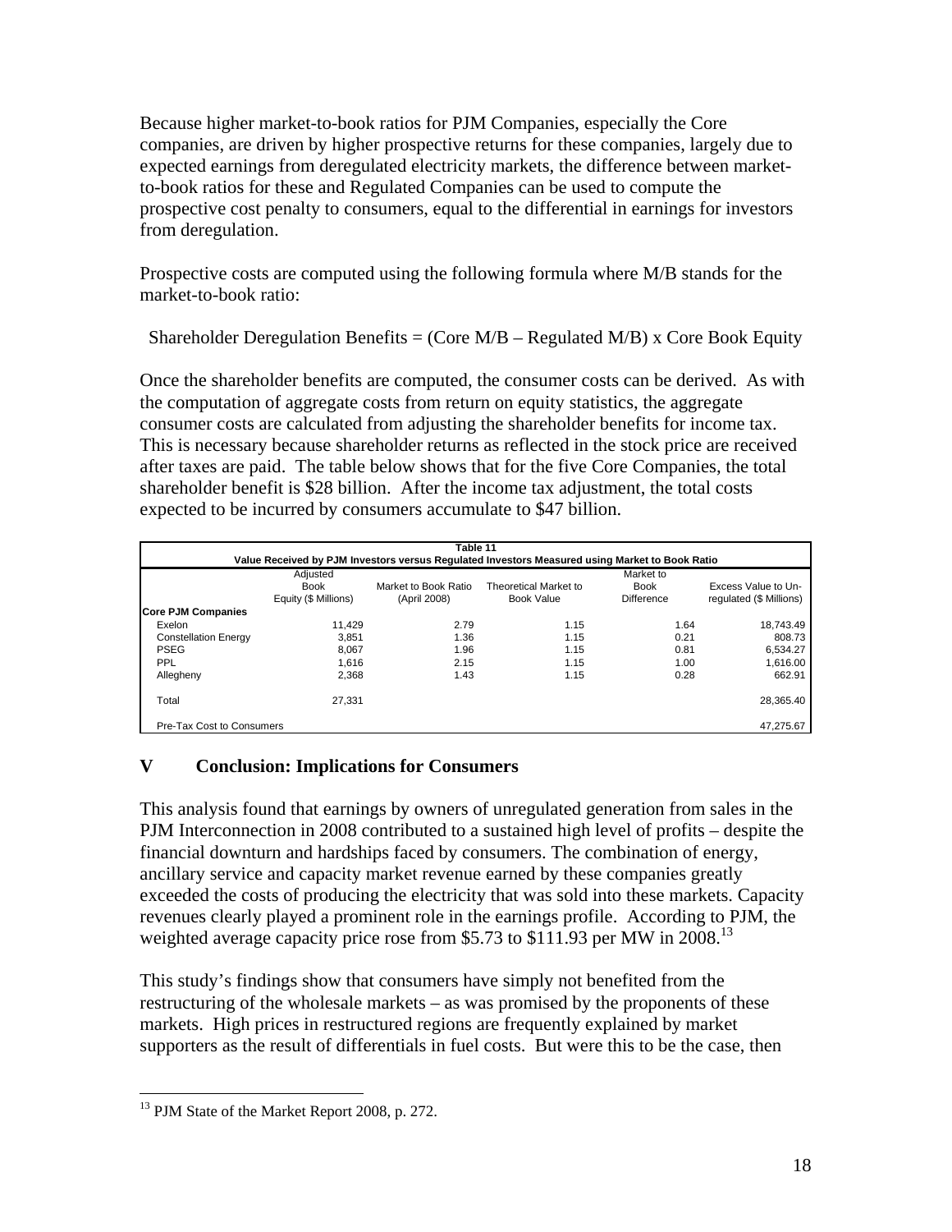Because higher market-to-book ratios for PJM Companies, especially the Core companies, are driven by higher prospective returns for these companies, largely due to expected earnings from deregulated electricity markets, the difference between market-to-book ratios for these and Regulated Companies can be used to compute the prospective cost penalty to consumers, equal to the differential in earnings for investors from deregulation.

Prospective costs are computed using the following formula where M/B stands for the market-to-book ratio:

Shareholder Deregulation Benefits = (Core M/B – Regulated M/B) x Core Book Equity

Once the shareholder benefits are computed, the consumer costs can be derived. As with the computation of aggregate costs from return on equity statistics, the aggregate consumer costs are calculated from adjusting the shareholder benefits for income tax. This is necessary because shareholder returns as reflected in the stock price are received after taxes are paid. The table below shows that for the five Core Companies, the total shareholder benefit is $28 billion. After the income tax adjustment, the total costs expected to be incurred by consumers accumulate to $47 billion.

**Table 11**
**Value Received by PJM Investors versus Regulated Investors Measured using Market to Book Ratio**

| | Adjusted Book Equity ($ Millions) | Market to Book Ratio (April 2008) | Theoretical Market to Book Value | Market to Book Difference | Excess Value to Un-regulated ($ Millions) |
|---|---|---|---|---|---|
| **Core PJM Companies** | | | | | |
| Exelon | 11,429 | 2.79 | 1.15 | 1.64 | 18,743.49 |
| Constellation Energy | 3,851 | 1.36 | 1.15 | 0.21 | 808.73 |
| PSEG | 8,067 | 1.96 | 1.15 | 0.81 | 6,534.27 |
| PPL | 1,616 | 2.15 | 1.15 | 1.00 | 1,616.00 |
| Allegheny | 2,368 | 1.43 | 1.15 | 0.28 | 662.91 |
| Total | 27,331 | | | | 28,365.40 |
| Pre-Tax Cost to Consumers | | | | | 47,275.67 |

## V Conclusion: Implications for Consumers

This analysis found that earnings by owners of unregulated generation from sales in the PJM Interconnection in 2008 contributed to a sustained high level of profits – despite the financial downturn and hardships faced by consumers. The combination of energy, ancillary service and capacity market revenue earned by these companies greatly exceeded the costs of producing the electricity that was sold into these markets. Capacity revenues clearly played a prominent role in the earnings profile. According to PJM, the weighted average capacity price rose from $5.73 to $111.93 per MW in 2008.[13]

This study's findings show that consumers have simply not benefited from the restructuring of the wholesale markets – as was promised by the proponents of these markets. High prices in restructured regions are frequently explained by market supporters as the result of differentials in fuel costs. But were this to be the case, then

[13] PJM State of the Market Report 2008, p. 272.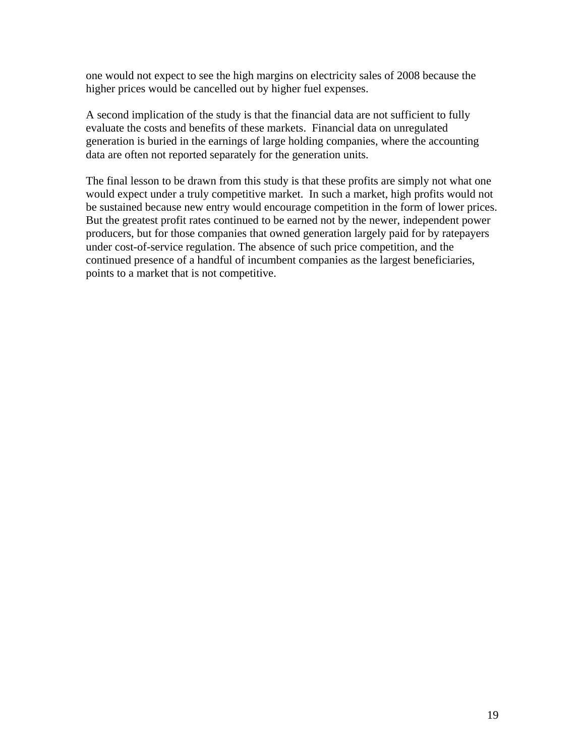one would not expect to see the high margins on electricity sales of 2008 because the higher prices would be cancelled out by higher fuel expenses.

A second implication of the study is that the financial data are not sufficient to fully evaluate the costs and benefits of these markets. Financial data on unregulated generation is buried in the earnings of large holding companies, where the accounting data are often not reported separately for the generation units.

The final lesson to be drawn from this study is that these profits are simply not what one would expect under a truly competitive market. In such a market, high profits would not be sustained because new entry would encourage competition in the form of lower prices. But the greatest profit rates continued to be earned not by the newer, independent power producers, but for those companies that owned generation largely paid for by ratepayers under cost-of-service regulation. The absence of such price competition, and the continued presence of a handful of incumbent companies as the largest beneficiaries, points to a market that is not competitive.